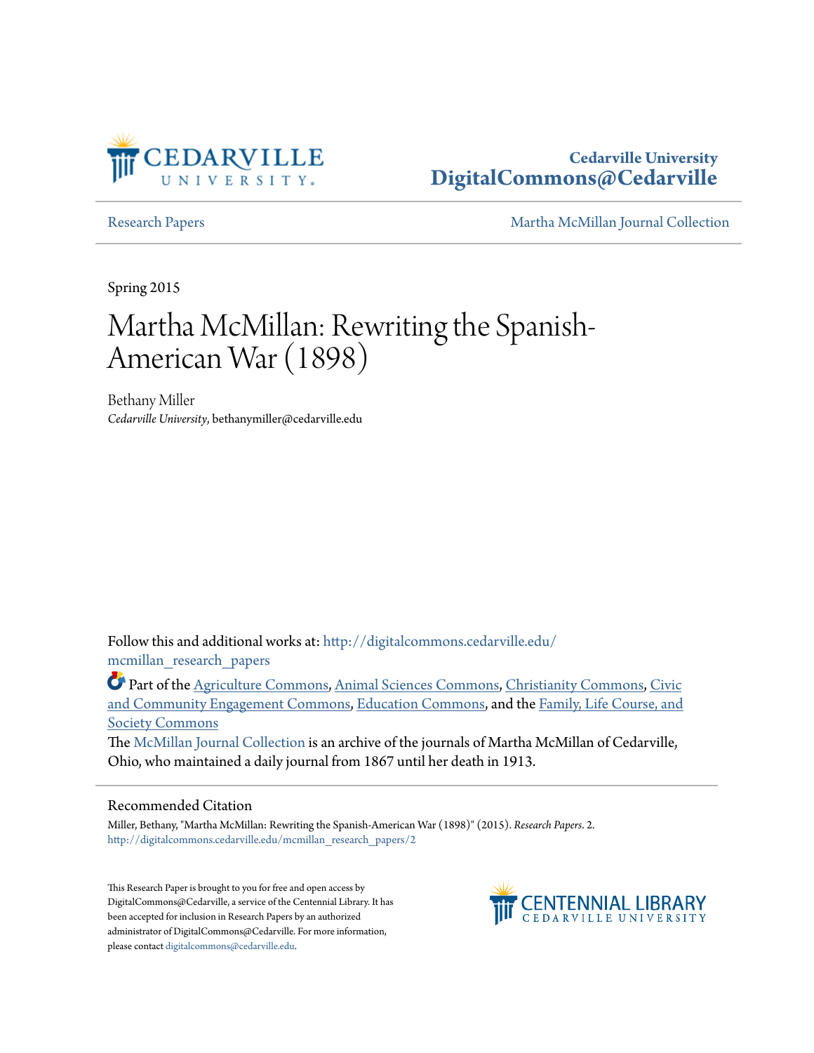Cedarville University
DigitalCommons@Cedarville

Research Papers | Martha McMillan Journal Collection

Spring 2015

# Martha McMillan: Rewriting the Spanish-American War (1898)

Bethany Miller
*Cedarville University*, bethanymiller@cedarville.edu

Follow this and additional works at: http://digitalcommons.cedarville.edu/mcmillan_research_papers

Part of the Agriculture Commons, Animal Sciences Commons, Christianity Commons, Civic and Community Engagement Commons, Education Commons, and the Family, Life Course, and Society Commons

The McMillan Journal Collection is an archive of the journals of Martha McMillan of Cedarville, Ohio, who maintained a daily journal from 1867 until her death in 1913.

## Recommended Citation

Miller, Bethany, "Martha McMillan: Rewriting the Spanish-American War (1898)" (2015). *Research Papers*. 2.
http://digitalcommons.cedarville.edu/mcmillan_research_papers/2

This Research Paper is brought to you for free and open access by DigitalCommons@Cedarville, a service of the Centennial Library. It has been accepted for inclusion in Research Papers by an authorized administrator of DigitalCommons@Cedarville. For more information, please contact digitalcommons@cedarville.edu.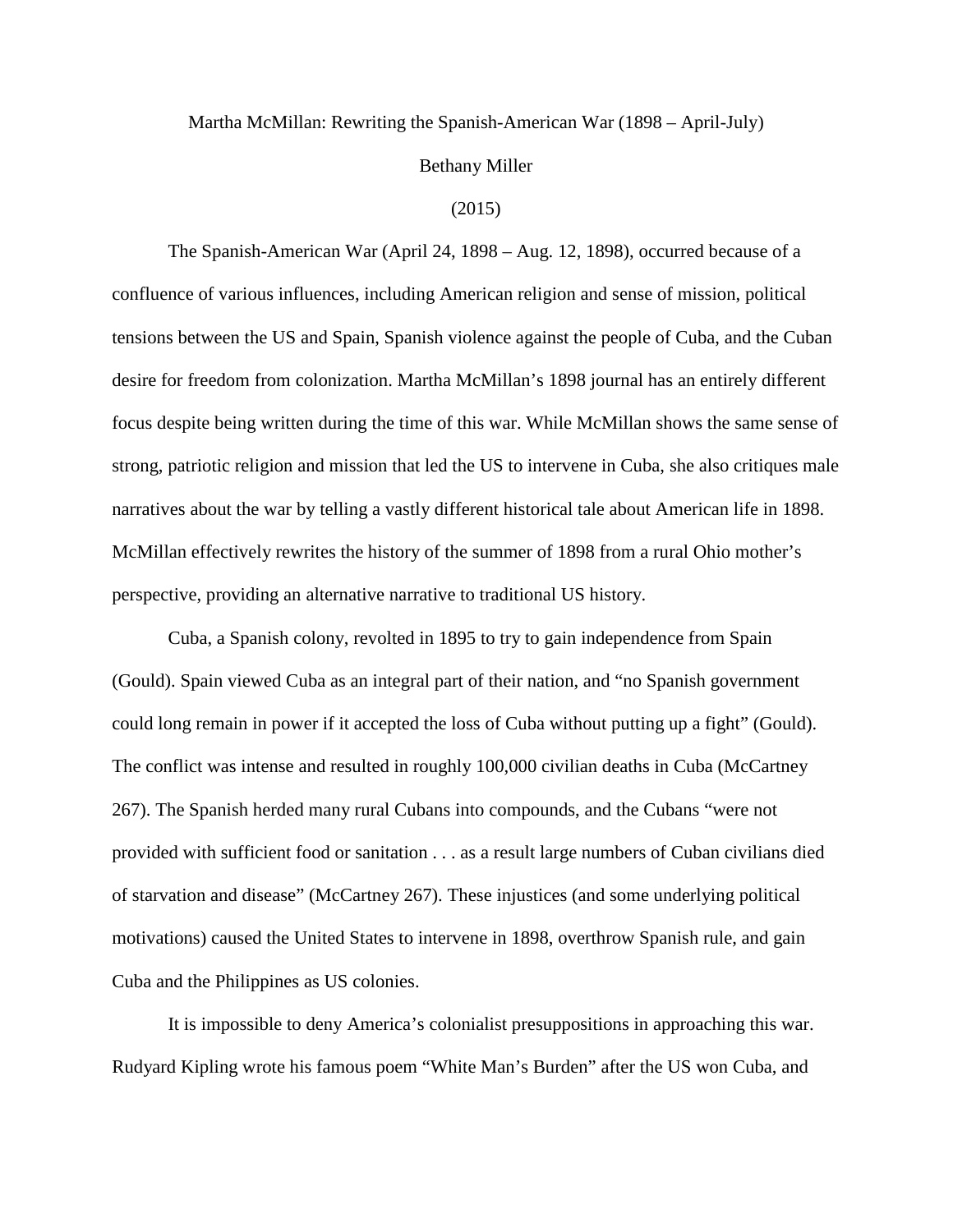Martha McMillan: Rewriting the Spanish-American War (1898 – April-July)

Bethany Miller

(2015)

The Spanish-American War (April 24, 1898 – Aug. 12, 1898), occurred because of a confluence of various influences, including American religion and sense of mission, political tensions between the US and Spain, Spanish violence against the people of Cuba, and the Cuban desire for freedom from colonization. Martha McMillan's 1898 journal has an entirely different focus despite being written during the time of this war. While McMillan shows the same sense of strong, patriotic religion and mission that led the US to intervene in Cuba, she also critiques male narratives about the war by telling a vastly different historical tale about American life in 1898. McMillan effectively rewrites the history of the summer of 1898 from a rural Ohio mother's perspective, providing an alternative narrative to traditional US history.

Cuba, a Spanish colony, revolted in 1895 to try to gain independence from Spain (Gould). Spain viewed Cuba as an integral part of their nation, and "no Spanish government could long remain in power if it accepted the loss of Cuba without putting up a fight" (Gould). The conflict was intense and resulted in roughly 100,000 civilian deaths in Cuba (McCartney 267). The Spanish herded many rural Cubans into compounds, and the Cubans "were not provided with sufficient food or sanitation . . . as a result large numbers of Cuban civilians died of starvation and disease" (McCartney 267). These injustices (and some underlying political motivations) caused the United States to intervene in 1898, overthrow Spanish rule, and gain Cuba and the Philippines as US colonies.

It is impossible to deny America's colonialist presuppositions in approaching this war. Rudyard Kipling wrote his famous poem "White Man's Burden" after the US won Cuba, and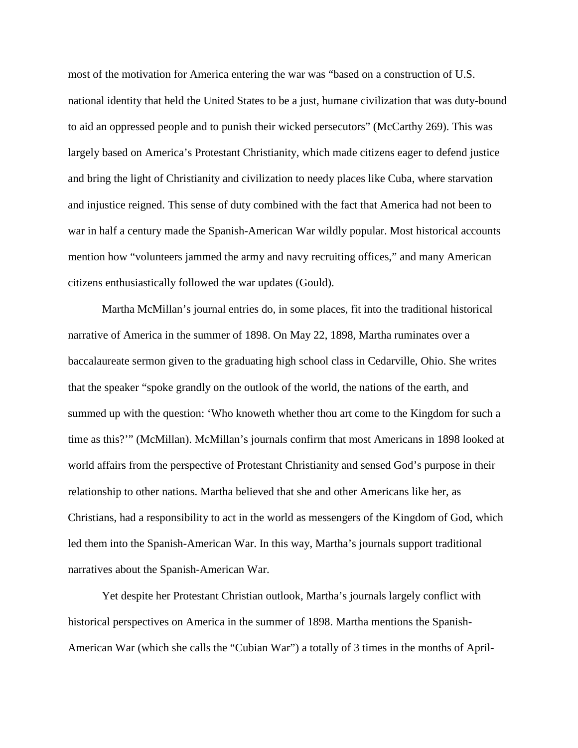most of the motivation for America entering the war was "based on a construction of U.S. national identity that held the United States to be a just, humane civilization that was duty-bound to aid an oppressed people and to punish their wicked persecutors" (McCarthy 269). This was largely based on America's Protestant Christianity, which made citizens eager to defend justice and bring the light of Christianity and civilization to needy places like Cuba, where starvation and injustice reigned. This sense of duty combined with the fact that America had not been to war in half a century made the Spanish-American War wildly popular. Most historical accounts mention how "volunteers jammed the army and navy recruiting offices," and many American citizens enthusiastically followed the war updates (Gould).

Martha McMillan's journal entries do, in some places, fit into the traditional historical narrative of America in the summer of 1898. On May 22, 1898, Martha ruminates over a baccalaureate sermon given to the graduating high school class in Cedarville, Ohio. She writes that the speaker "spoke grandly on the outlook of the world, the nations of the earth, and summed up with the question: 'Who knoweth whether thou art come to the Kingdom for such a time as this?'" (McMillan). McMillan's journals confirm that most Americans in 1898 looked at world affairs from the perspective of Protestant Christianity and sensed God's purpose in their relationship to other nations. Martha believed that she and other Americans like her, as Christians, had a responsibility to act in the world as messengers of the Kingdom of God, which led them into the Spanish-American War. In this way, Martha's journals support traditional narratives about the Spanish-American War.

Yet despite her Protestant Christian outlook, Martha's journals largely conflict with historical perspectives on America in the summer of 1898. Martha mentions the Spanish-American War (which she calls the "Cubian War") a totally of 3 times in the months of April-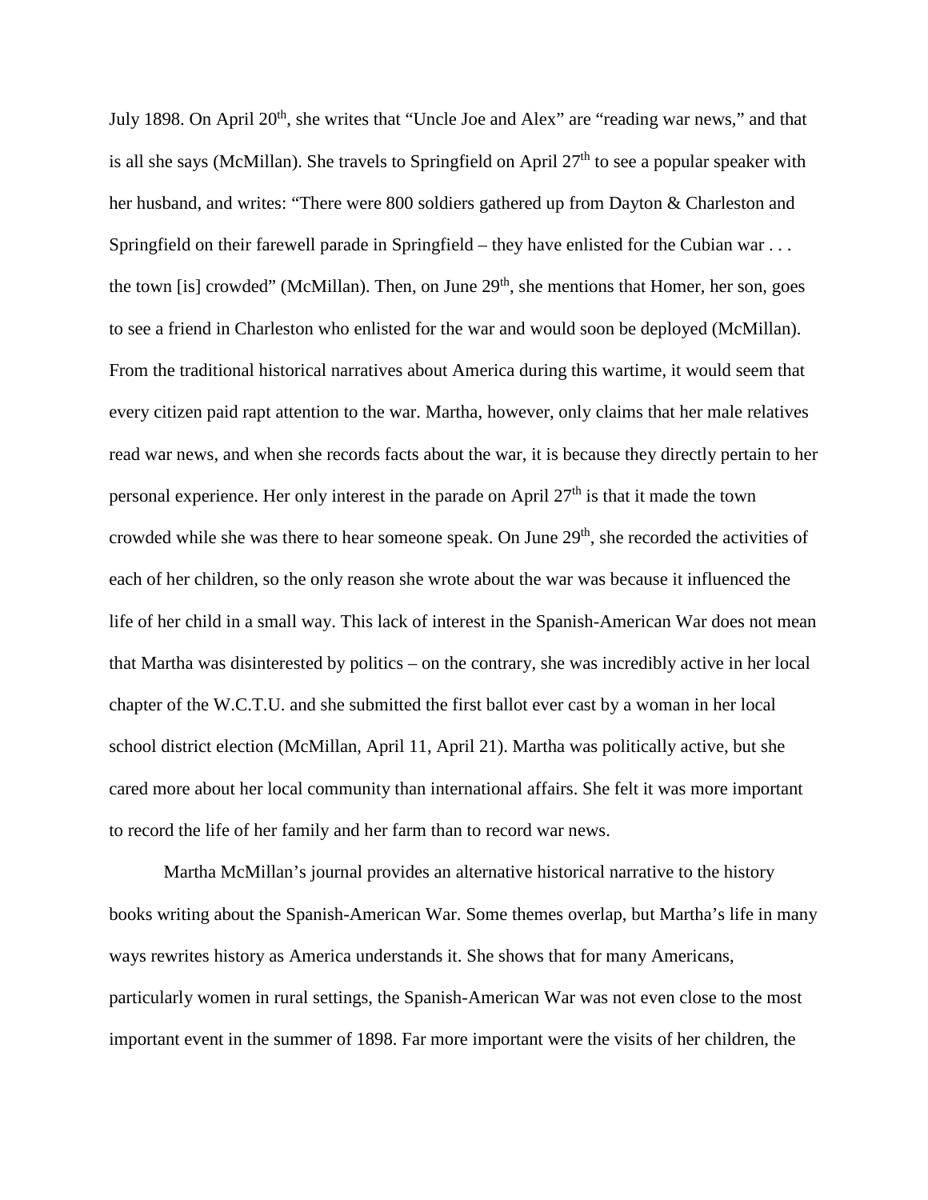July 1898. On April 20th, she writes that "Uncle Joe and Alex" are "reading war news," and that is all she says (McMillan). She travels to Springfield on April 27th to see a popular speaker with her husband, and writes: "There were 800 soldiers gathered up from Dayton & Charleston and Springfield on their farewell parade in Springfield – they have enlisted for the Cubian war . . . the town [is] crowded" (McMillan). Then, on June 29th, she mentions that Homer, her son, goes to see a friend in Charleston who enlisted for the war and would soon be deployed (McMillan). From the traditional historical narratives about America during this wartime, it would seem that every citizen paid rapt attention to the war. Martha, however, only claims that her male relatives read war news, and when she records facts about the war, it is because they directly pertain to her personal experience. Her only interest in the parade on April 27th is that it made the town crowded while she was there to hear someone speak. On June 29th, she recorded the activities of each of her children, so the only reason she wrote about the war was because it influenced the life of her child in a small way. This lack of interest in the Spanish-American War does not mean that Martha was disinterested by politics – on the contrary, she was incredibly active in her local chapter of the W.C.T.U. and she submitted the first ballot ever cast by a woman in her local school district election (McMillan, April 11, April 21). Martha was politically active, but she cared more about her local community than international affairs. She felt it was more important to record the life of her family and her farm than to record war news.

Martha McMillan's journal provides an alternative historical narrative to the history books writing about the Spanish-American War. Some themes overlap, but Martha's life in many ways rewrites history as America understands it. She shows that for many Americans, particularly women in rural settings, the Spanish-American War was not even close to the most important event in the summer of 1898. Far more important were the visits of her children, the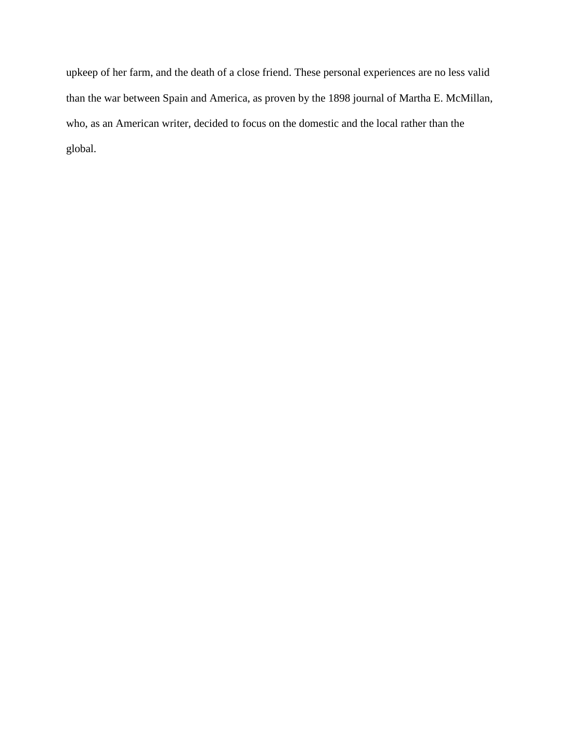upkeep of her farm, and the death of a close friend. These personal experiences are no less valid than the war between Spain and America, as proven by the 1898 journal of Martha E. McMillan, who, as an American writer, decided to focus on the domestic and the local rather than the global.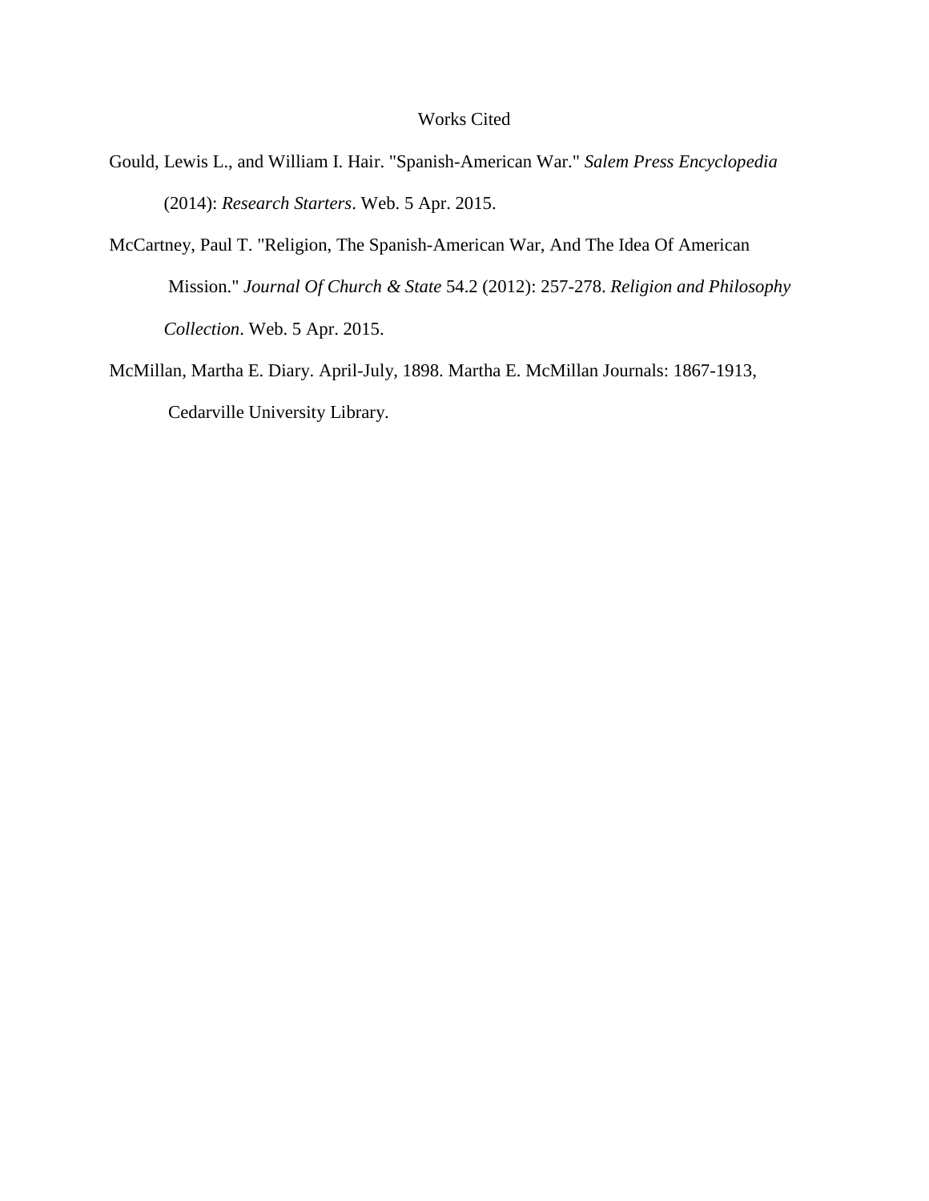# Works Cited

Gould, Lewis L., and William I. Hair. "Spanish-American War." *Salem Press Encyclopedia* (2014): *Research Starters*. Web. 5 Apr. 2015.

McCartney, Paul T. "Religion, The Spanish-American War, And The Idea Of American Mission." *Journal Of Church & State* 54.2 (2012): 257-278. *Religion and Philosophy Collection*. Web. 5 Apr. 2015.

McMillan, Martha E. Diary. April-July, 1898. Martha E. McMillan Journals: 1867-1913, Cedarville University Library.